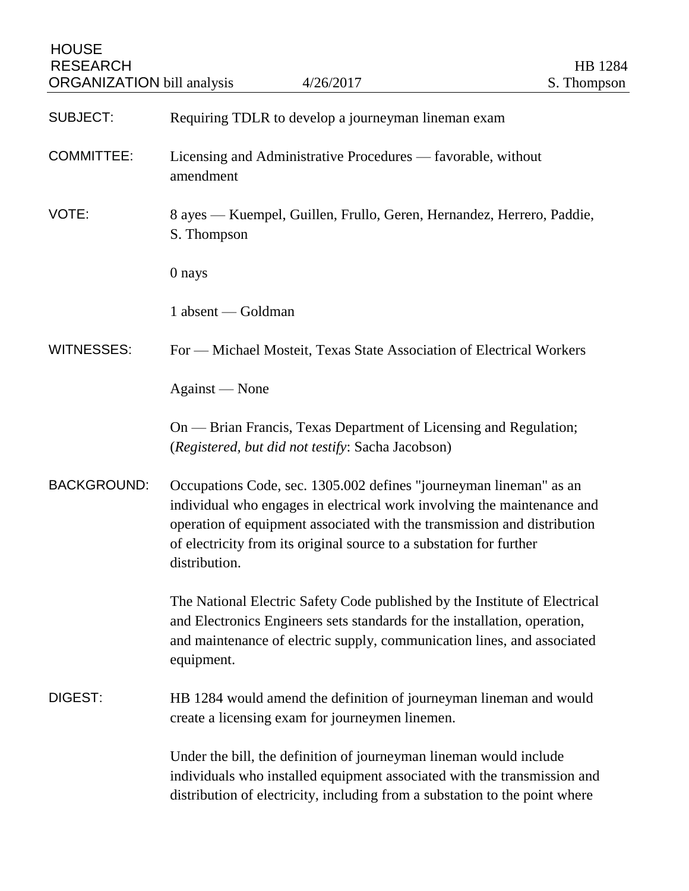HOUSE RESEARCH ORGANIZATION bill analysis 4/26/2017

HB 1284
S. Thompson

**SUBJECT:** Requiring TDLR to develop a journeyman lineman exam

**COMMITTEE:** Licensing and Administrative Procedures — favorable, without amendment

**VOTE:** 8 ayes — Kuempel, Guillen, Frullo, Geren, Hernandez, Herrero, Paddie, S. Thompson

0 nays

1 absent — Goldman

**WITNESSES:** For — Michael Mosteit, Texas State Association of Electrical Workers

Against — None

On — Brian Francis, Texas Department of Licensing and Regulation; (*Registered, but did not testify*: Sacha Jacobson)

**BACKGROUND:** Occupations Code, sec. 1305.002 defines "journeyman lineman" as an individual who engages in electrical work involving the maintenance and operation of equipment associated with the transmission and distribution of electricity from its original source to a substation for further distribution.

The National Electric Safety Code published by the Institute of Electrical and Electronics Engineers sets standards for the installation, operation, and maintenance of electric supply, communication lines, and associated equipment.

**DIGEST:** HB 1284 would amend the definition of journeyman lineman and would create a licensing exam for journeymen linemen.

Under the bill, the definition of journeyman lineman would include individuals who installed equipment associated with the transmission and distribution of electricity, including from a substation to the point where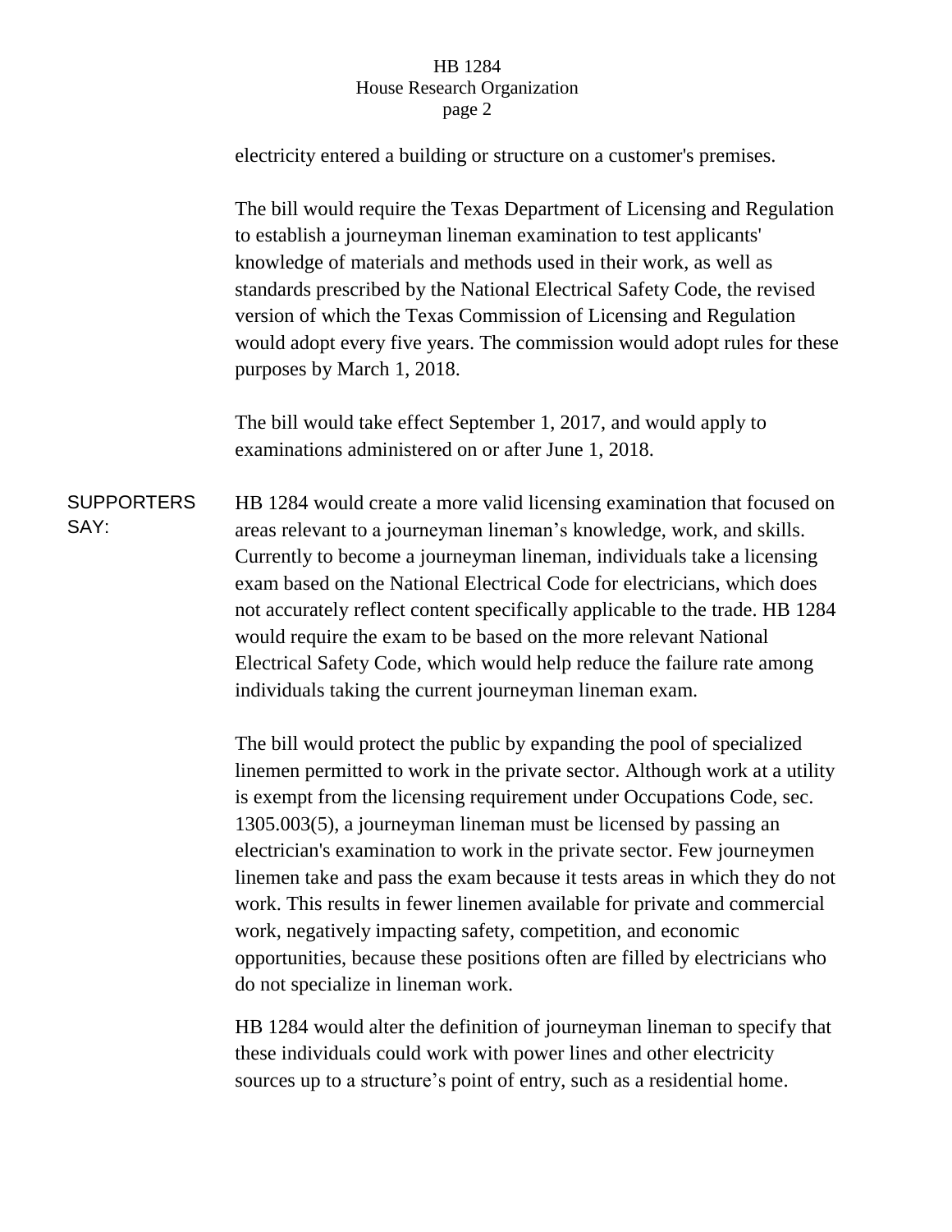electricity entered a building or structure on a customer's premises.

The bill would require the Texas Department of Licensing and Regulation to establish a journeyman lineman examination to test applicants' knowledge of materials and methods used in their work, as well as standards prescribed by the National Electrical Safety Code, the revised version of which the Texas Commission of Licensing and Regulation would adopt every five years. The commission would adopt rules for these purposes by March 1, 2018.

The bill would take effect September 1, 2017, and would apply to examinations administered on or after June 1, 2018.

**SUPPORTERS SAY:**

HB 1284 would create a more valid licensing examination that focused on areas relevant to a journeyman lineman's knowledge, work, and skills. Currently to become a journeyman lineman, individuals take a licensing exam based on the National Electrical Code for electricians, which does not accurately reflect content specifically applicable to the trade. HB 1284 would require the exam to be based on the more relevant National Electrical Safety Code, which would help reduce the failure rate among individuals taking the current journeyman lineman exam.

The bill would protect the public by expanding the pool of specialized linemen permitted to work in the private sector. Although work at a utility is exempt from the licensing requirement under Occupations Code, sec. 1305.003(5), a journeyman lineman must be licensed by passing an electrician's examination to work in the private sector. Few journeymen linemen take and pass the exam because it tests areas in which they do not work. This results in fewer linemen available for private and commercial work, negatively impacting safety, competition, and economic opportunities, because these positions often are filled by electricians who do not specialize in lineman work.

HB 1284 would alter the definition of journeyman lineman to specify that these individuals could work with power lines and other electricity sources up to a structure's point of entry, such as a residential home.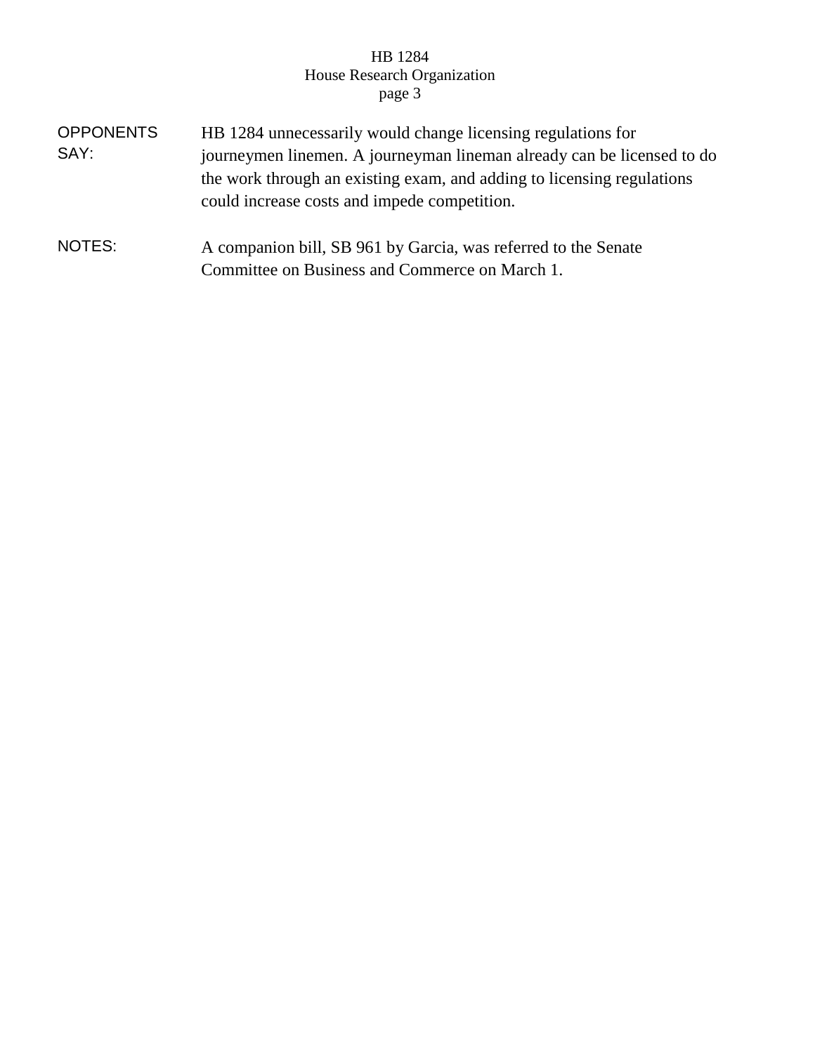**OPPONENTS SAY:** HB 1284 unnecessarily would change licensing regulations for journeymen linemen. A journeyman lineman already can be licensed to do the work through an existing exam, and adding to licensing regulations could increase costs and impede competition.

**NOTES:** A companion bill, SB 961 by Garcia, was referred to the Senate Committee on Business and Commerce on March 1.